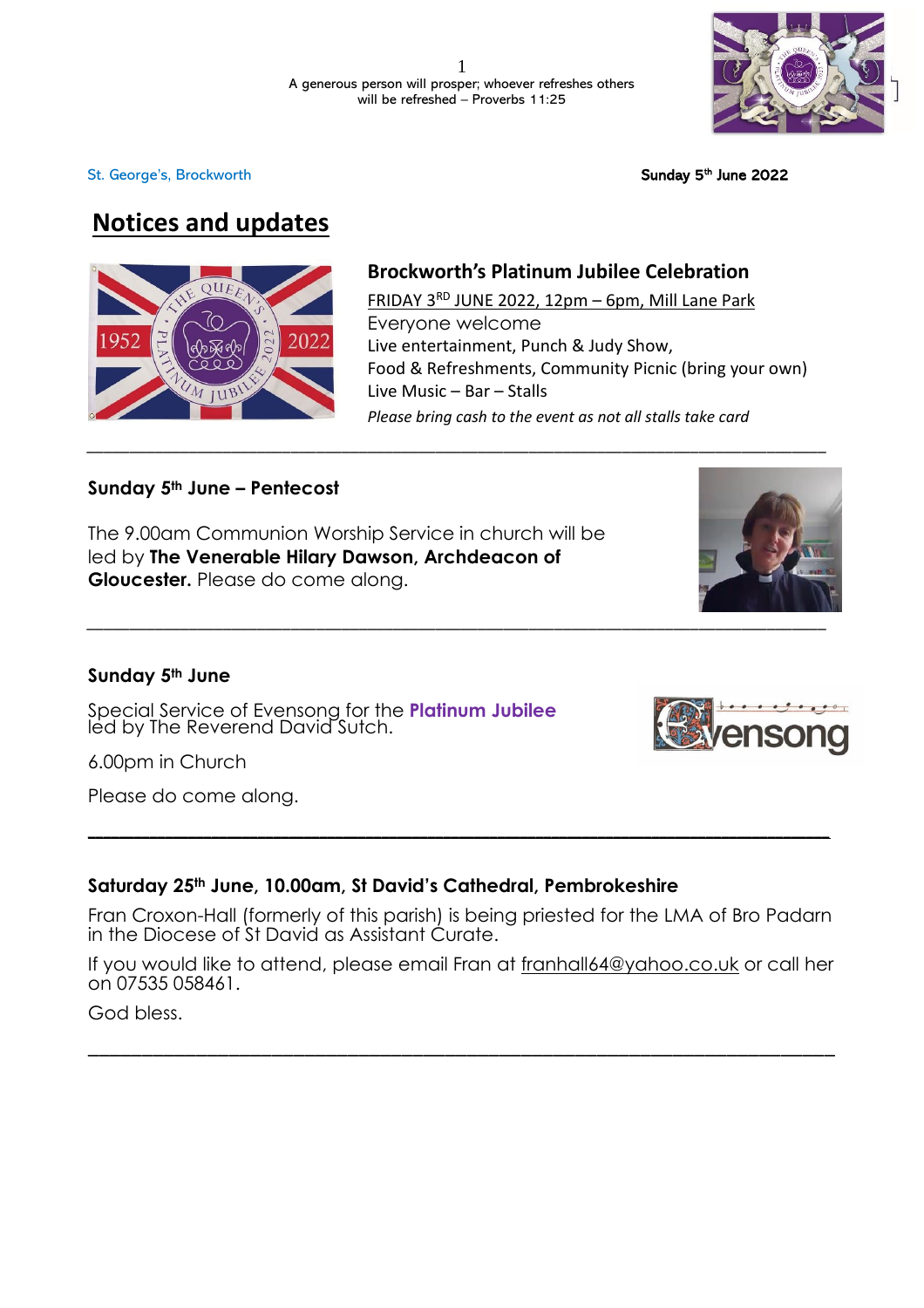A generous person will prosper; whoever refreshes others will be refreshed – Proverbs 11:25

St. George's, Brockworth

**Sunday 5th June 2022**

# Notices and updates

## Brockworth's Platinum Jubilee Celebration

FRIDAY 3RD JUNE 2022, 12pm – 6pm, Mill Lane Park

Everyone welcome

Live entertainment, Punch & Judy Show,

Food & Refreshments, Community Picnic (bring your own)

Live Music – Bar – Stalls

*Please bring cash to the event as not all stalls take card*

---

### Sunday 5th June – Pentecost

The 9.00am Communion Worship Service in church will be led by **The Venerable Hilary Dawson, Archdeacon of Gloucester.** Please do come along.

---

### Sunday 5th June

Special Service of Evensong for the **Platinum Jubilee** led by The Reverend David Sutch.

6.00pm in Church

Please do come along.

---

### Saturday 25th June, 10.00am, St David's Cathedral, Pembrokeshire

Fran Croxon-Hall (formerly of this parish) is being priested for the LMA of Bro Padarn in the Diocese of St David as Assistant Curate.

If you would like to attend, please email Fran at franhall64@yahoo.co.uk or call her on 07535 058461.

God bless.

---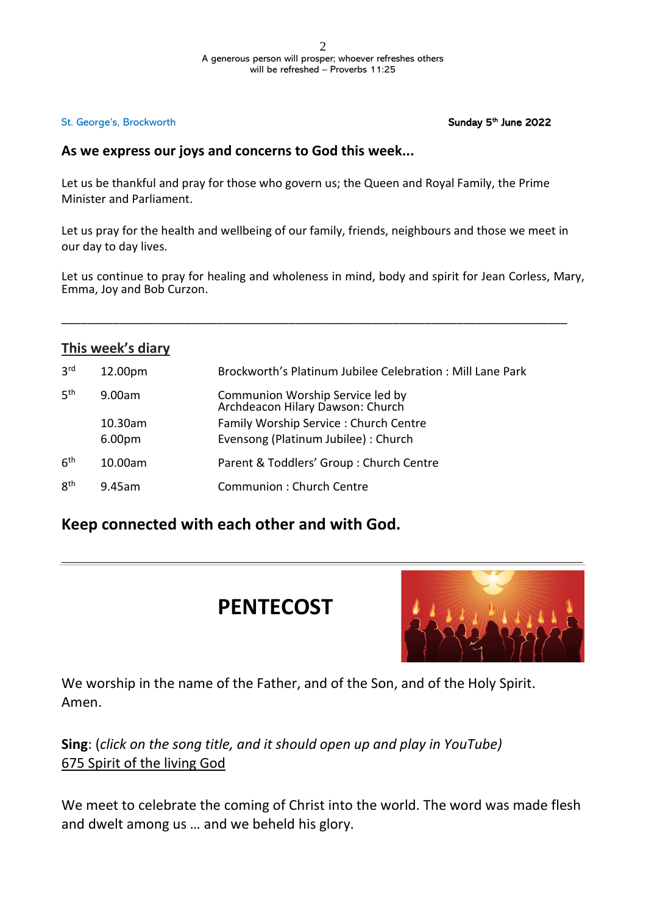A generous person will prosper; whoever refreshes others will be refreshed – Proverbs 11:25

St. George's, Brockworth — Sunday 5th June 2022

**As we express our joys and concerns to God this week...**

Let us be thankful and pray for those who govern us; the Queen and Royal Family, the Prime Minister and Parliament.

Let us pray for the health and wellbeing of our family, friends, neighbours and those we meet in our day to day lives.

Let us continue to pray for healing and wholeness in mind, body and spirit for Jean Corless, Mary, Emma, Joy and Bob Curzon.

---

## This week's diary

| | | |
|---|---|---|
| 3rd | 12.00pm | Brockworth's Platinum Jubilee Celebration : Mill Lane Park |
| 5th | 9.00am | Communion Worship Service led by Archdeacon Hilary Dawson: Church |
| | 10.30am | Family Worship Service : Church Centre |
| | 6.00pm | Evensong (Platinum Jubilee) : Church |
| 6th | 10.00am | Parent & Toddlers' Group : Church Centre |
| 8th | 9.45am | Communion : Church Centre |

## Keep connected with each other and with God.

---

# PENTECOST

We worship in the name of the Father, and of the Son, and of the Holy Spirit. Amen.

**Sing**: (*click on the song title, and it should open up and play in YouTube)*
675 Spirit of the living God

We meet to celebrate the coming of Christ into the world. The word was made flesh and dwelt among us … and we beheld his glory.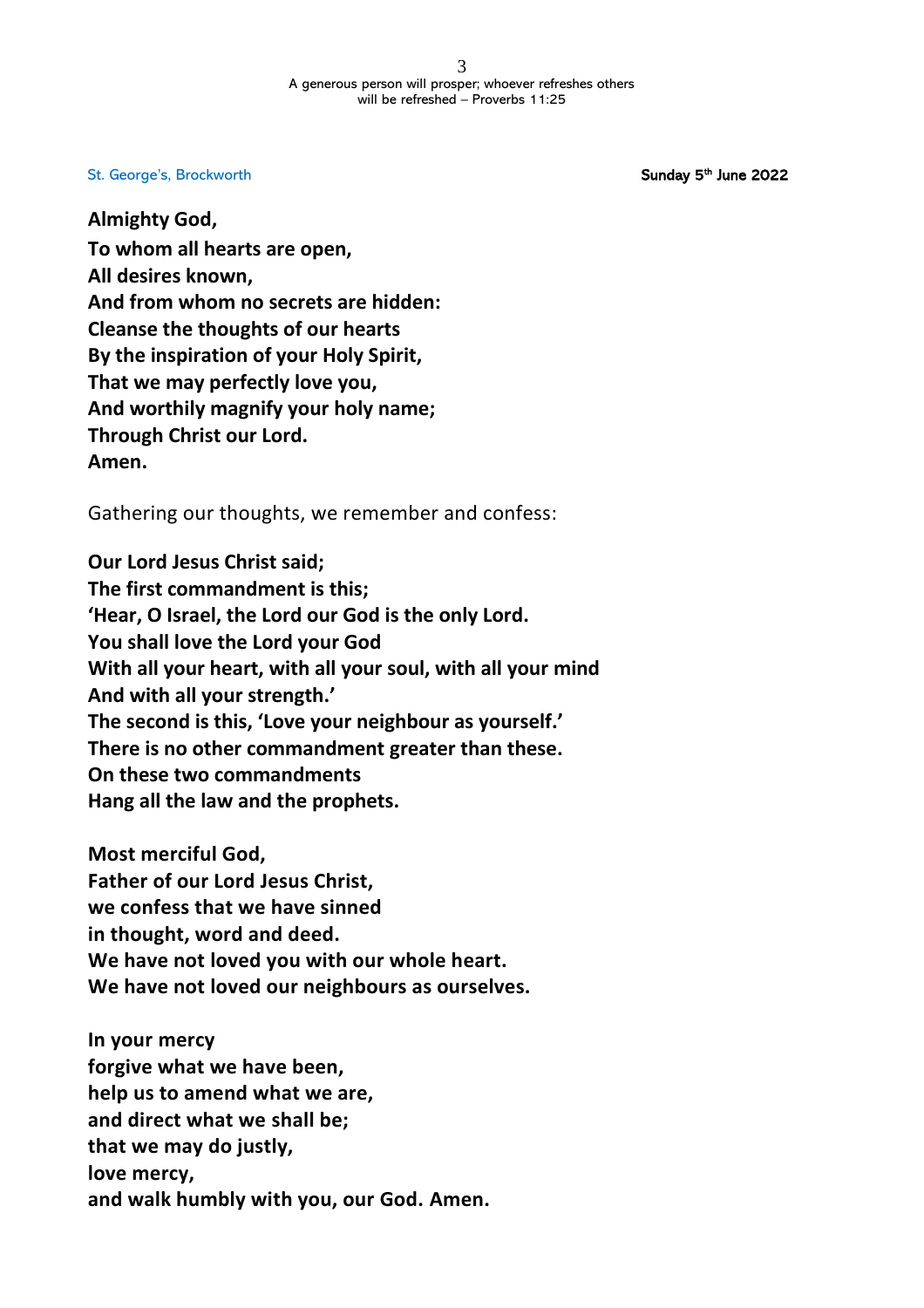St. George's, Brockworth Sunday 5th June 2022

**Almighty God,**
**To whom all hearts are open,**
**All desires known,**
**And from whom no secrets are hidden:**
**Cleanse the thoughts of our hearts**
**By the inspiration of your Holy Spirit,**
**That we may perfectly love you,**
**And worthily magnify your holy name;**
**Through Christ our Lord.**
**Amen.**

Gathering our thoughts, we remember and confess:

**Our Lord Jesus Christ said;**
**The first commandment is this;**
**'Hear, O Israel, the Lord our God is the only Lord.**
**You shall love the Lord your God**
**With all your heart, with all your soul, with all your mind**
**And with all your strength.'**
**The second is this, 'Love your neighbour as yourself.'**
**There is no other commandment greater than these.**
**On these two commandments**
**Hang all the law and the prophets.**

**Most merciful God,**
**Father of our Lord Jesus Christ,**
**we confess that we have sinned**
**in thought, word and deed.**
**We have not loved you with our whole heart.**
**We have not loved our neighbours as ourselves.**

**In your mercy**
**forgive what we have been,**
**help us to amend what we are,**
**and direct what we shall be;**
**that we may do justly,**
**love mercy,**
**and walk humbly with you, our God. Amen.**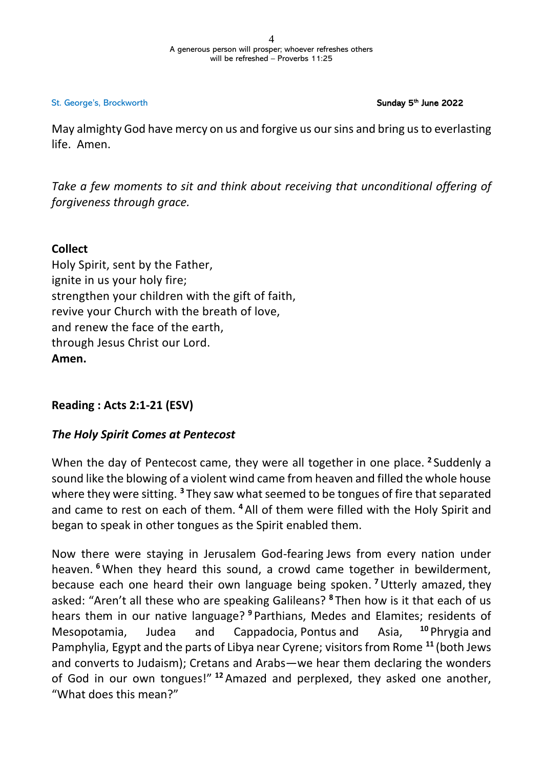May almighty God have mercy on us and forgive us our sins and bring us to everlasting life. Amen.

*Take a few moments to sit and think about receiving that unconditional offering of forgiveness through grace.*

**Collect**

Holy Spirit, sent by the Father,
ignite in us your holy fire;
strengthen your children with the gift of faith,
revive your Church with the breath of love,
and renew the face of the earth,
through Jesus Christ our Lord.
**Amen.**

**Reading : Acts 2:1-21 (ESV)**

***The Holy Spirit Comes at Pentecost***

When the day of Pentecost came, they were all together in one place. **2** Suddenly a sound like the blowing of a violent wind came from heaven and filled the whole house where they were sitting. **3** They saw what seemed to be tongues of fire that separated and came to rest on each of them. **4** All of them were filled with the Holy Spirit and began to speak in other tongues as the Spirit enabled them.

Now there were staying in Jerusalem God-fearing Jews from every nation under heaven. **6** When they heard this sound, a crowd came together in bewilderment, because each one heard their own language being spoken. **7** Utterly amazed, they asked: "Aren't all these who are speaking Galileans? **8** Then how is it that each of us hears them in our native language? **9** Parthians, Medes and Elamites; residents of Mesopotamia, Judea and Cappadocia, Pontus and Asia, **10** Phrygia and Pamphylia, Egypt and the parts of Libya near Cyrene; visitors from Rome **11** (both Jews and converts to Judaism); Cretans and Arabs—we hear them declaring the wonders of God in our own tongues!" **12** Amazed and perplexed, they asked one another, "What does this mean?"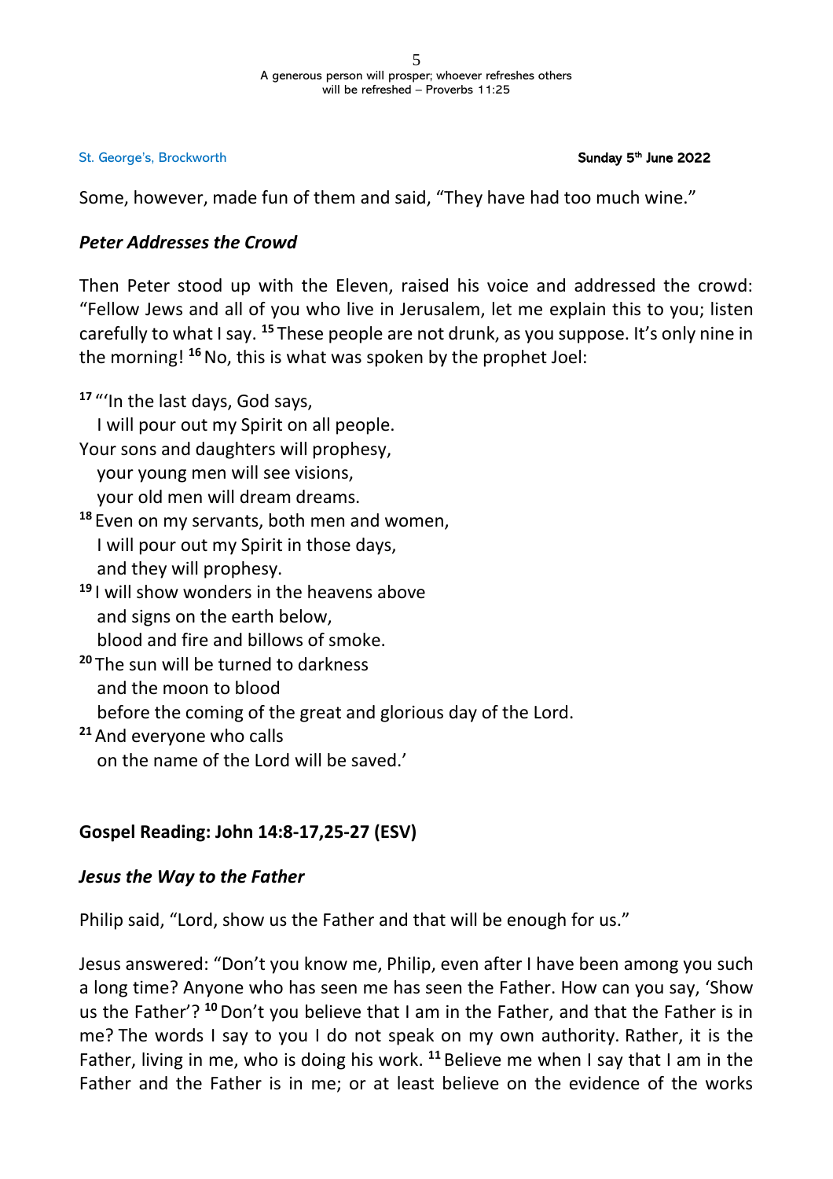Some, however, made fun of them and said, "They have had too much wine."

### *Peter Addresses the Crowd*

Then Peter stood up with the Eleven, raised his voice and addressed the crowd: "Fellow Jews and all of you who live in Jerusalem, let me explain this to you; listen carefully to what I say. **15** These people are not drunk, as you suppose. It's only nine in the morning! **16** No, this is what was spoken by the prophet Joel:

**17** "'In the last days, God says,
   I will pour out my Spirit on all people.
Your sons and daughters will prophesy,
   your young men will see visions,
   your old men will dream dreams.
**18** Even on my servants, both men and women,
   I will pour out my Spirit in those days,
   and they will prophesy.
**19** I will show wonders in the heavens above
   and signs on the earth below,
   blood and fire and billows of smoke.
**20** The sun will be turned to darkness
   and the moon to blood
   before the coming of the great and glorious day of the Lord.
**21** And everyone who calls
   on the name of the Lord will be saved.'

## **Gospel Reading: John 14:8-17,25-27 (ESV)**

### *Jesus the Way to the Father*

Philip said, "Lord, show us the Father and that will be enough for us."

Jesus answered: "Don't you know me, Philip, even after I have been among you such a long time? Anyone who has seen me has seen the Father. How can you say, 'Show us the Father'? **10** Don't you believe that I am in the Father, and that the Father is in me? The words I say to you I do not speak on my own authority. Rather, it is the Father, living in me, who is doing his work. **11** Believe me when I say that I am in the Father and the Father is in me; or at least believe on the evidence of the works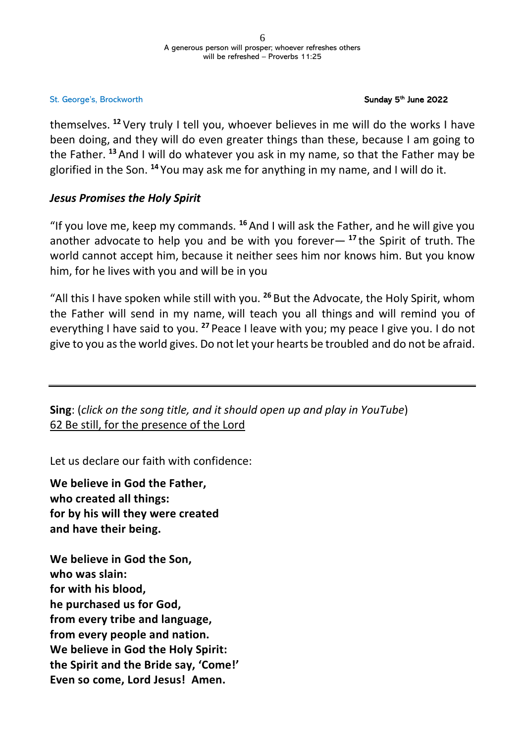themselves. [12] Very truly I tell you, whoever believes in me will do the works I have been doing, and they will do even greater things than these, because I am going to the Father. [13] And I will do whatever you ask in my name, so that the Father may be glorified in the Son. [14] You may ask me for anything in my name, and I will do it.

### *Jesus Promises the Holy Spirit*

"If you love me, keep my commands. [16] And I will ask the Father, and he will give you another advocate to help you and be with you forever— [17] the Spirit of truth. The world cannot accept him, because it neither sees him nor knows him. But you know him, for he lives with you and will be in you

"All this I have spoken while still with you. [26] But the Advocate, the Holy Spirit, whom the Father will send in my name, will teach you all things and will remind you of everything I have said to you. [27] Peace I leave with you; my peace I give you. I do not give to you as the world gives. Do not let your hearts be troubled and do not be afraid.

---

**Sing**: (*click on the song title, and it should open up and play in YouTube*)
62 Be still, for the presence of the Lord

Let us declare our faith with confidence:

**We believe in God the Father,**
**who created all things:**
**for by his will they were created**
**and have their being.**

**We believe in God the Son,**
**who was slain:**
**for with his blood,**
**he purchased us for God,**
**from every tribe and language,**
**from every people and nation.**
**We believe in God the Holy Spirit:**
**the Spirit and the Bride say, 'Come!'**
**Even so come, Lord Jesus! Amen.**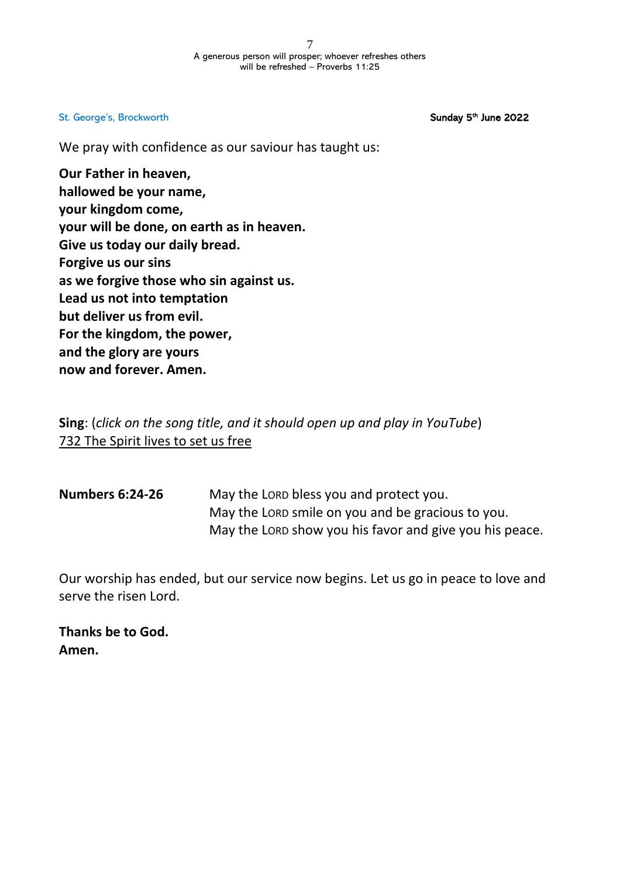We pray with confidence as our saviour has taught us:

**Our Father in heaven,**
**hallowed be your name,**
**your kingdom come,**
**your will be done, on earth as in heaven.**
**Give us today our daily bread.**
**Forgive us our sins**
**as we forgive those who sin against us.**
**Lead us not into temptation**
**but deliver us from evil.**
**For the kingdom, the power,**
**and the glory are yours**
**now and forever. Amen.**

**Sing**: (*click on the song title, and it should open up and play in YouTube*)
732 The Spirit lives to set us free

| | |
|---|---|
| **Numbers 6:24-26** | May the LORD bless you and protect you. May the LORD smile on you and be gracious to you. May the LORD show you his favor and give you his peace. |

Our worship has ended, but our service now begins. Let us go in peace to love and serve the risen Lord.

**Thanks be to God.**
**Amen.**